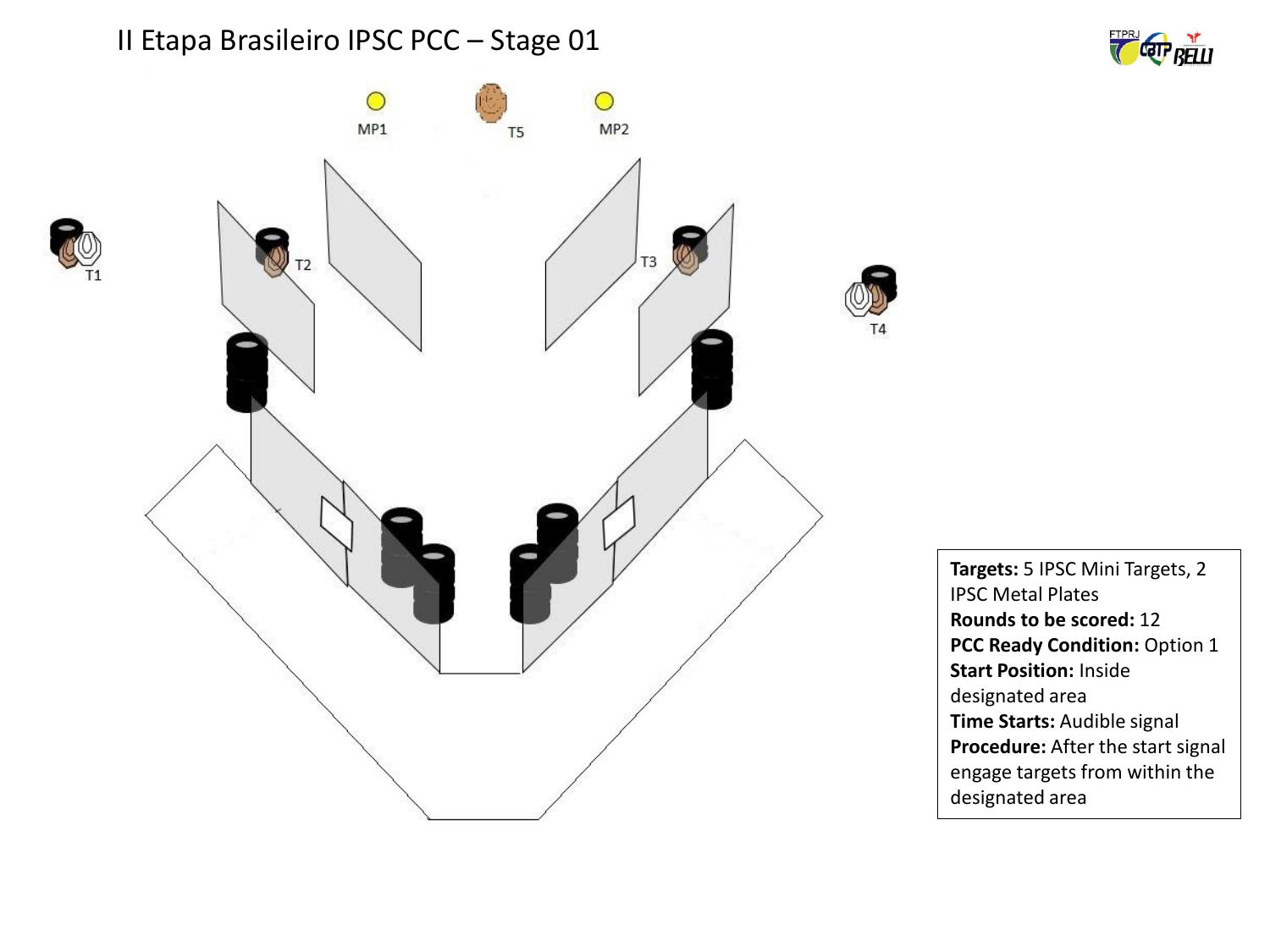# II Etapa Brasileiro IPSC PCC – Stage 01

MP1

T5

MP2

T1

T2

T3

T4

**Targets:** 5 IPSC Mini Targets, 2 IPSC Metal Plates
**Rounds to be scored:** 12
**PCC Ready Condition:** Option 1
**Start Position:** Inside designated area
**Time Starts:** Audible signal
**Procedure:** After the start signal engage targets from within the designated area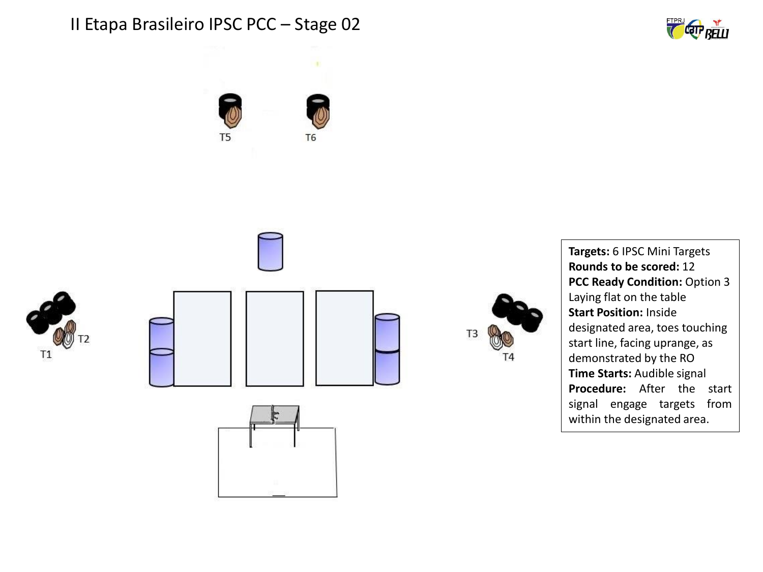# II Etapa Brasileiro IPSC PCC – Stage 02

T5

T6

T1

T2

T3

T4

**Targets:** 6 IPSC Mini Targets
**Rounds to be scored:** 12
**PCC Ready Condition:** Option 3 Laying flat on the table
**Start Position:** Inside designated area, toes touching start line, facing uprange, as demonstrated by the RO
**Time Starts:** Audible signal
**Procedure:** After the start signal engage targets from within the designated area.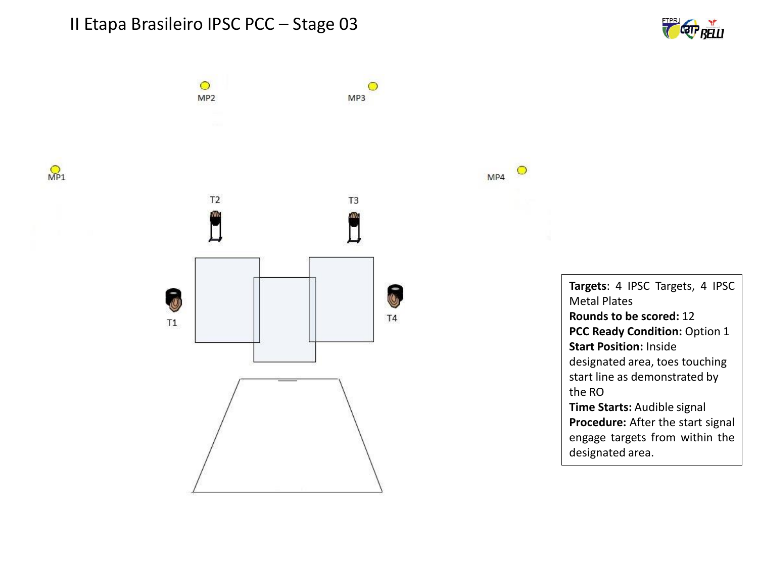# II Etapa Brasileiro IPSC PCC – Stage 03

MP2 MP3

MP1 MP4

T2 T3

T1 T4

**Targets**: 4 IPSC Targets, 4 IPSC Metal Plates
**Rounds to be scored:** 12
**PCC Ready Condition:** Option 1
**Start Position:** Inside designated area, toes touching start line as demonstrated by the RO
**Time Starts:** Audible signal
**Procedure:** After the start signal engage targets from within the designated area.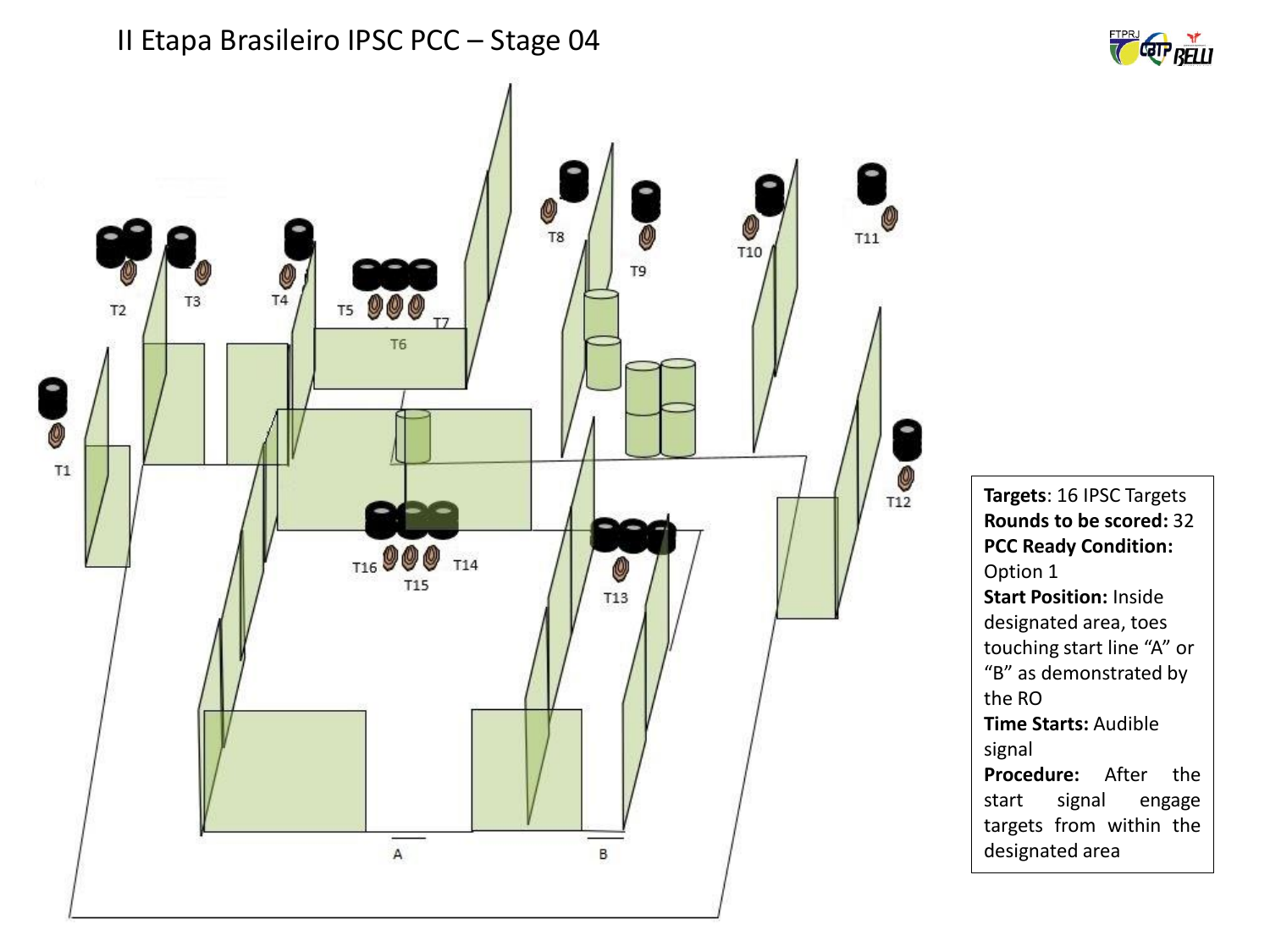# II Etapa Brasileiro IPSC PCC – Stage 04

T1 T2 T3 T4 T5 T6 T7 T8 T9 T10 T11 T12 T13 T14 T15 T16

A B

**Targets**: 16 IPSC Targets
**Rounds to be scored:** 32
**PCC Ready Condition:** Option 1
**Start Position:** Inside designated area, toes touching start line "A" or "B" as demonstrated by the RO
**Time Starts:** Audible signal
**Procedure:** After the start signal engage targets from within the designated area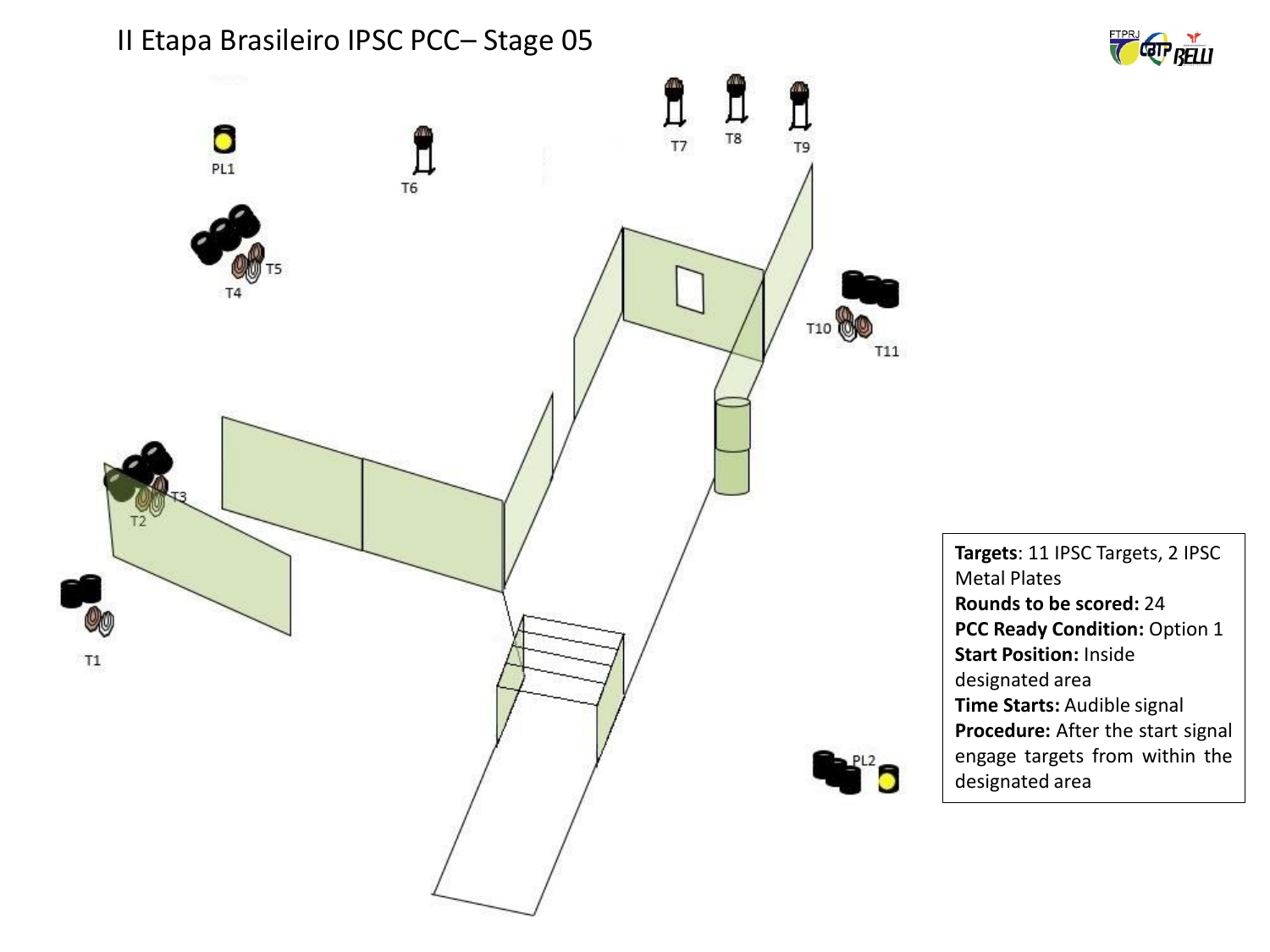# II Etapa Brasileiro IPSC PCC– Stage 05

PL1

T6

T7

T8

T9

T5

T4

T10

T11

T3

T2

T1

PL2

**Targets**: 11 IPSC Targets, 2 IPSC Metal Plates
**Rounds to be scored:** 24
**PCC Ready Condition:** Option 1
**Start Position:** Inside designated area
**Time Starts:** Audible signal
**Procedure:** After the start signal engage targets from within the designated area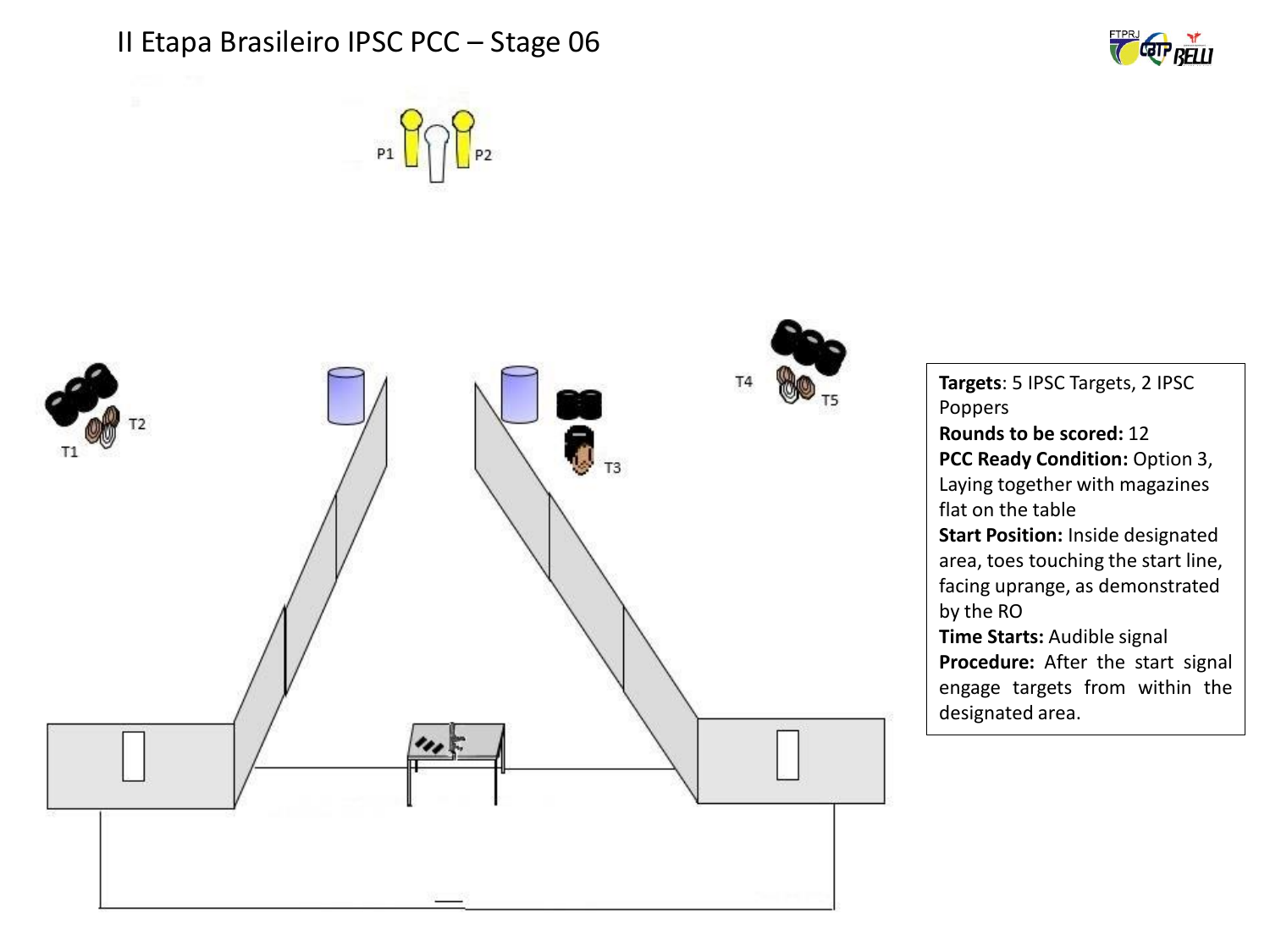# II Etapa Brasileiro IPSC PCC – Stage 06

P1 P2

T1 T2

T3

T4 T5

**Targets**: 5 IPSC Targets, 2 IPSC Poppers
**Rounds to be scored:** 12
**PCC Ready Condition:** Option 3, Laying together with magazines flat on the table
**Start Position:** Inside designated area, toes touching the start line, facing uprange, as demonstrated by the RO
**Time Starts:** Audible signal
**Procedure:** After the start signal engage targets from within the designated area.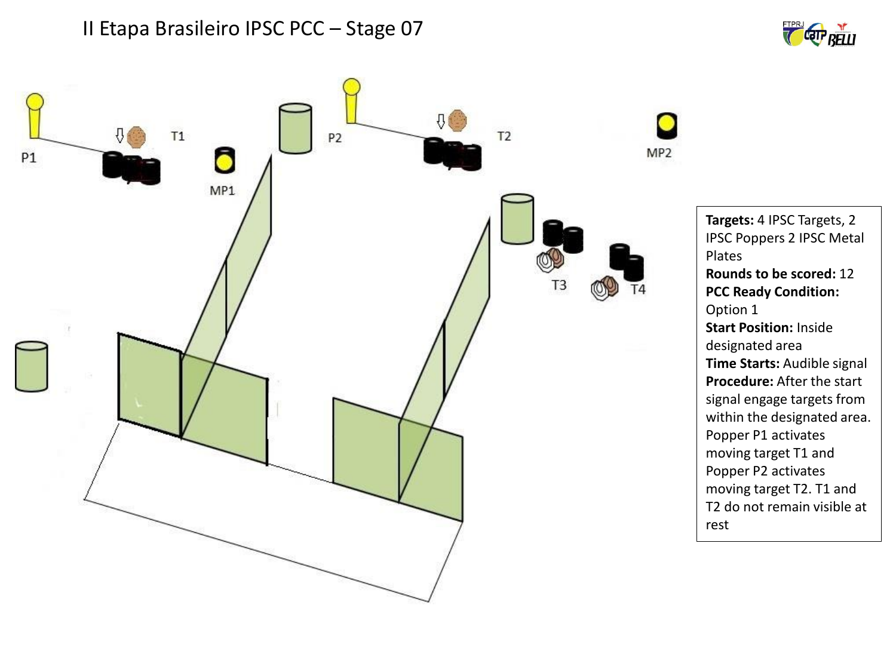# II Etapa Brasileiro IPSC PCC – Stage 07

P1 T1 MP1 P2 T2 MP2 T3 T4

**Targets:** 4 IPSC Targets, 2 IPSC Poppers 2 IPSC Metal Plates
**Rounds to be scored:** 12
**PCC Ready Condition:** Option 1
**Start Position:** Inside designated area
**Time Starts:** Audible signal
**Procedure:** After the start signal engage targets from within the designated area. Popper P1 activates moving target T1 and Popper P2 activates moving target T2. T1 and T2 do not remain visible at rest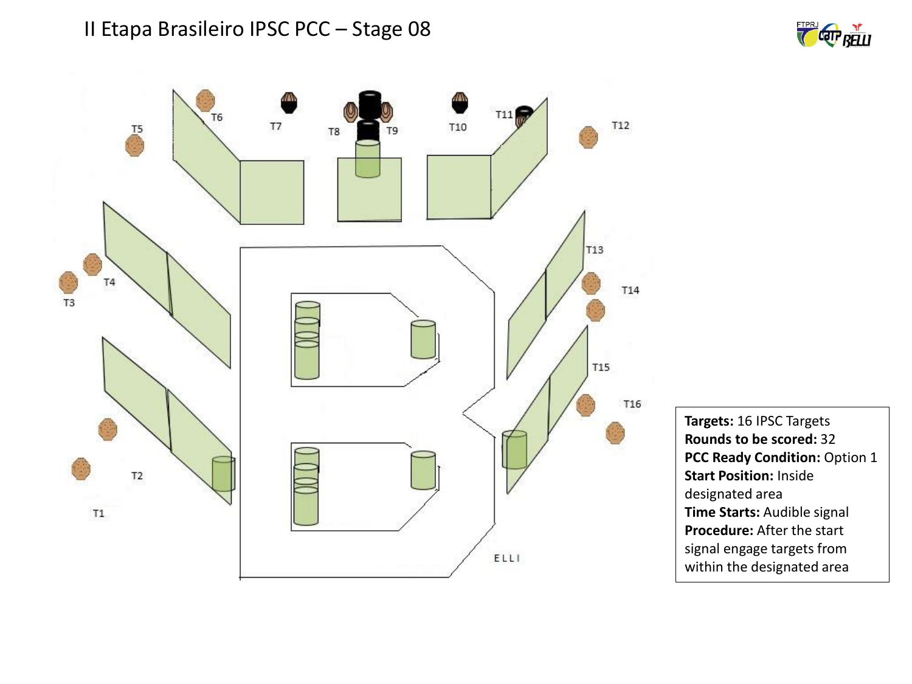# II Etapa Brasileiro IPSC PCC – Stage 08

T1 T2 T3 T4 T5 T6 T7 T8 T9 T10 T11 T12 T13 T14 T15 T16

ELLI

**Targets:** 16 IPSC Targets
**Rounds to be scored:** 32
**PCC Ready Condition:** Option 1
**Start Position:** Inside designated area
**Time Starts:** Audible signal
**Procedure:** After the start signal engage targets from within the designated area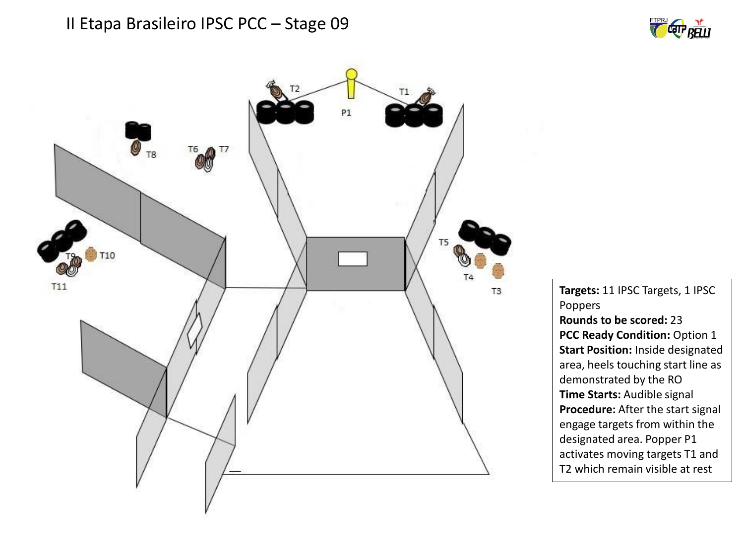# II Etapa Brasileiro IPSC PCC – Stage 09

**Targets:** 11 IPSC Targets, 1 IPSC Poppers
**Rounds to be scored:** 23
**PCC Ready Condition:** Option 1
**Start Position:** Inside designated area, heels touching start line as demonstrated by the RO
**Time Starts:** Audible signal
**Procedure:** After the start signal engage targets from within the designated area. Popper P1 activates moving targets T1 and T2 which remain visible at rest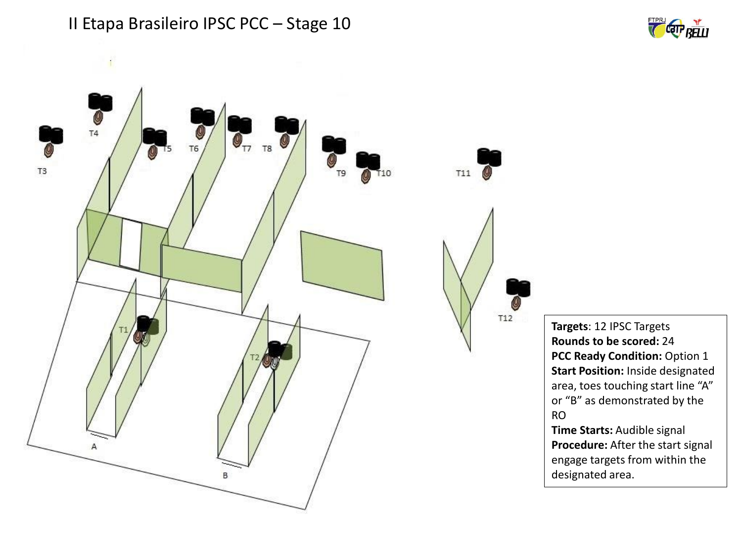# II Etapa Brasileiro IPSC PCC – Stage 10

**Targets**: 12 IPSC Targets
**Rounds to be scored:** 24
**PCC Ready Condition:** Option 1
**Start Position:** Inside designated area, toes touching start line "A" or "B" as demonstrated by the RO
**Time Starts:** Audible signal
**Procedure:** After the start signal engage targets from within the designated area.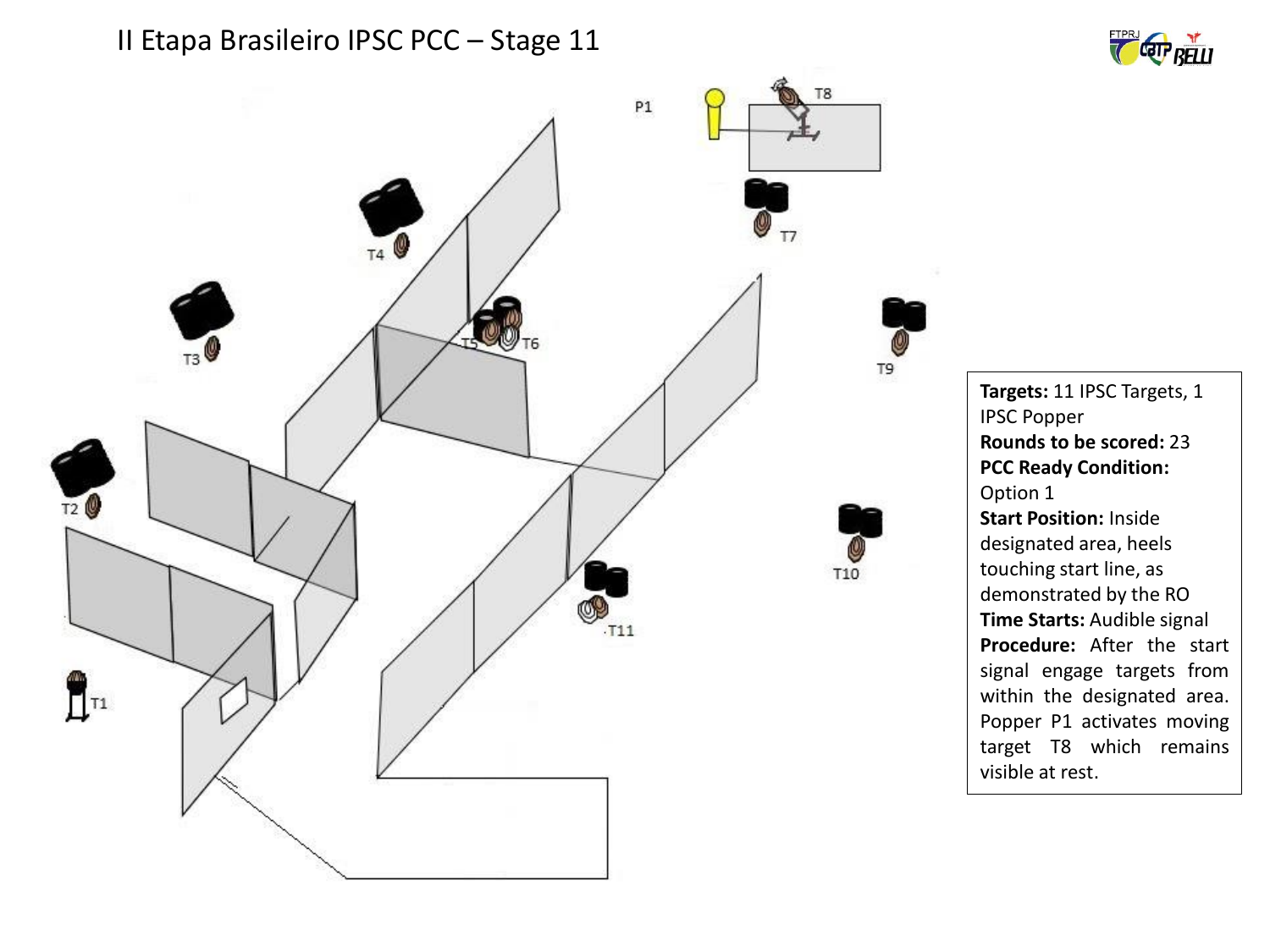# II Etapa Brasileiro IPSC PCC – Stage 11

**Targets:** 11 IPSC Targets, 1 IPSC Popper
**Rounds to be scored:** 23
**PCC Ready Condition:** Option 1
**Start Position:** Inside designated area, heels touching start line, as demonstrated by the RO
**Time Starts:** Audible signal
**Procedure:** After the start signal engage targets from within the designated area. Popper P1 activates moving target T8 which remains visible at rest.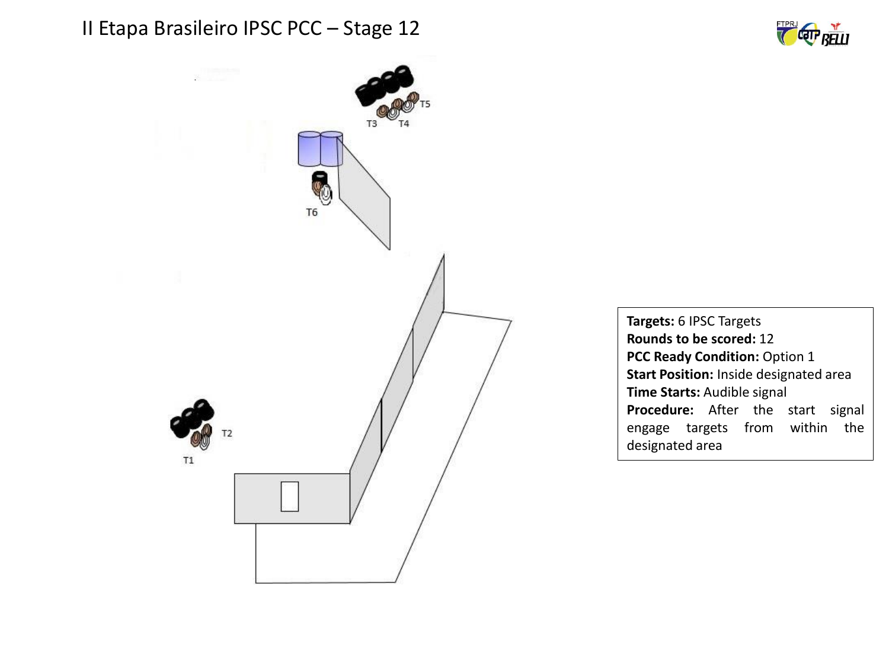# II Etapa Brasileiro IPSC PCC – Stage 12

T5

T3 T4

T6

T2

T1

**Targets:** 6 IPSC Targets
**Rounds to be scored:** 12
**PCC Ready Condition:** Option 1
**Start Position:** Inside designated area
**Time Starts:** Audible signal
**Procedure:** After the start signal engage targets from within the designated area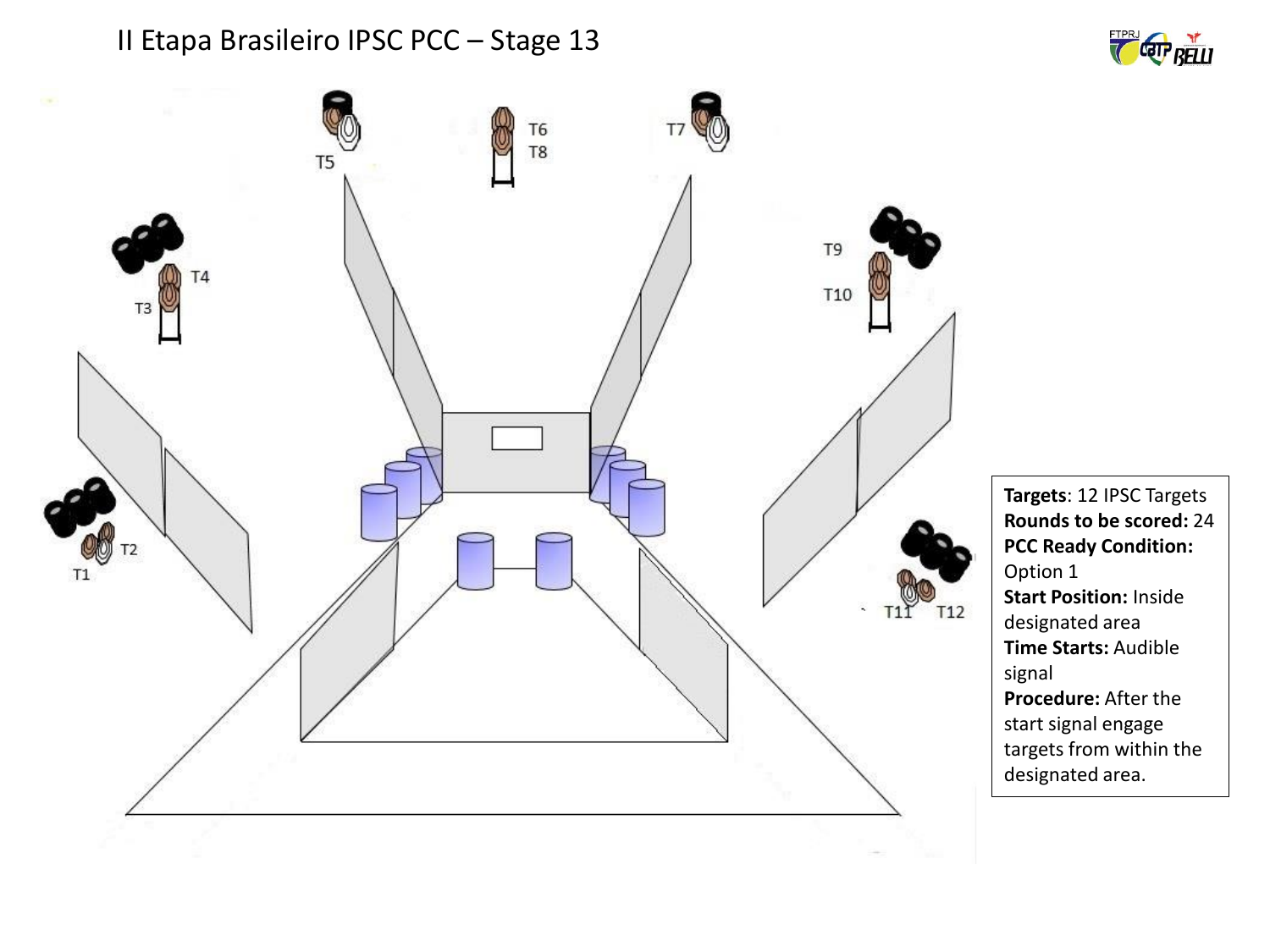# II Etapa Brasileiro IPSC PCC – Stage 13

T5 T6 T8 T7

T4 T3 T9 T10

T2 T1 T11 T12

**Targets**: 12 IPSC Targets
**Rounds to be scored:** 24
**PCC Ready Condition:** Option 1
**Start Position:** Inside designated area
**Time Starts:** Audible signal
**Procedure:** After the start signal engage targets from within the designated area.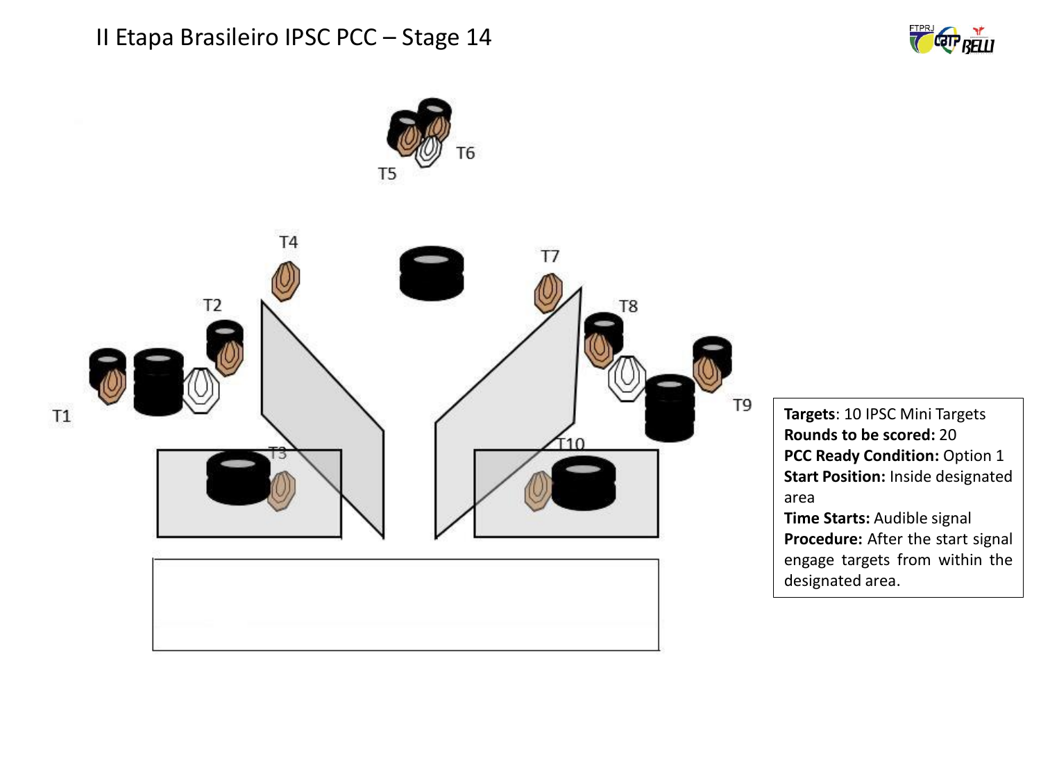# II Etapa Brasileiro IPSC PCC – Stage 14

T1

T2

T3

T4

T5

T6

T7

T8

T9

T10

**Targets**: 10 IPSC Mini Targets
**Rounds to be scored:** 20
**PCC Ready Condition:** Option 1
**Start Position:** Inside designated area
**Time Starts:** Audible signal
**Procedure:** After the start signal engage targets from within the designated area.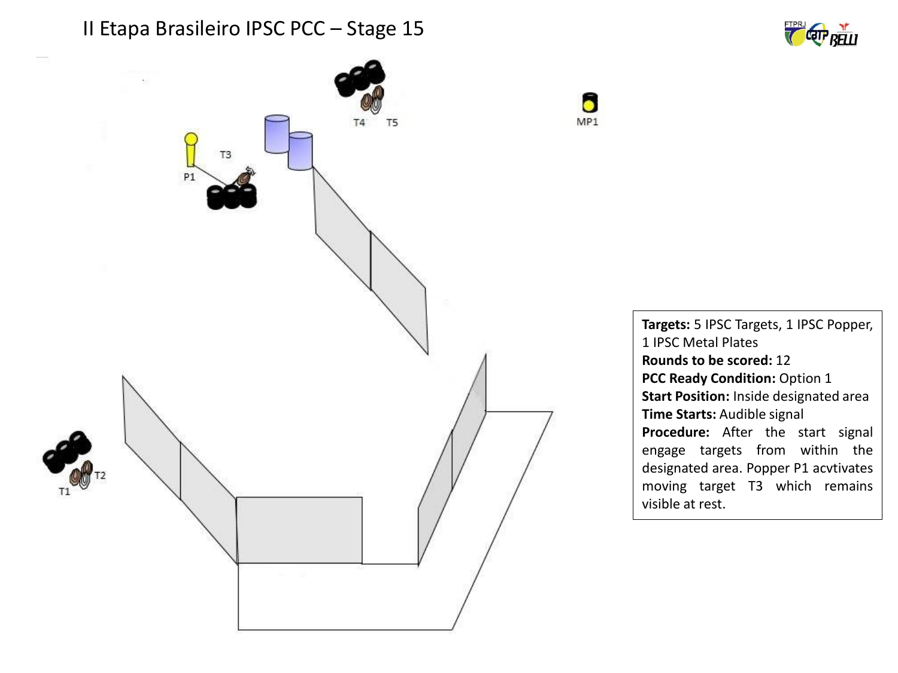# II Etapa Brasileiro IPSC PCC – Stage 15

**Targets:** 5 IPSC Targets, 1 IPSC Popper, 1 IPSC Metal Plates
**Rounds to be scored:** 12
**PCC Ready Condition:** Option 1
**Start Position:** Inside designated area
**Time Starts:** Audible signal
**Procedure:** After the start signal engage targets from within the designated area. Popper P1 acvtivates moving target T3 which remains visible at rest.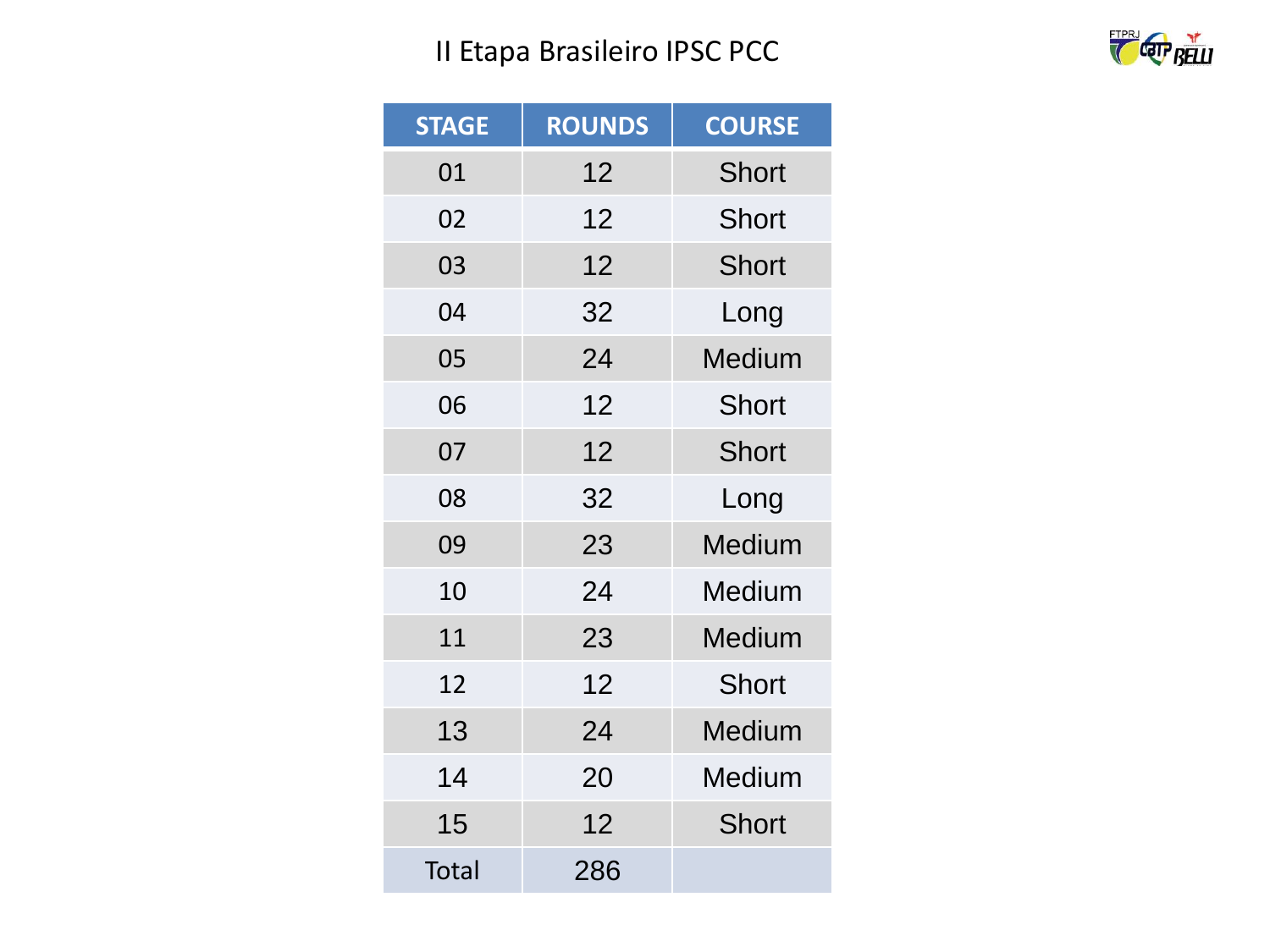# II Etapa Brasileiro IPSC PCC

| STAGE | ROUNDS | COURSE |
|---|---|---|
| 01 | 12 | Short |
| 02 | 12 | Short |
| 03 | 12 | Short |
| 04 | 32 | Long |
| 05 | 24 | Medium |
| 06 | 12 | Short |
| 07 | 12 | Short |
| 08 | 32 | Long |
| 09 | 23 | Medium |
| 10 | 24 | Medium |
| 11 | 23 | Medium |
| 12 | 12 | Short |
| 13 | 24 | Medium |
| 14 | 20 | Medium |
| 15 | 12 | Short |
| Total | 286 | |